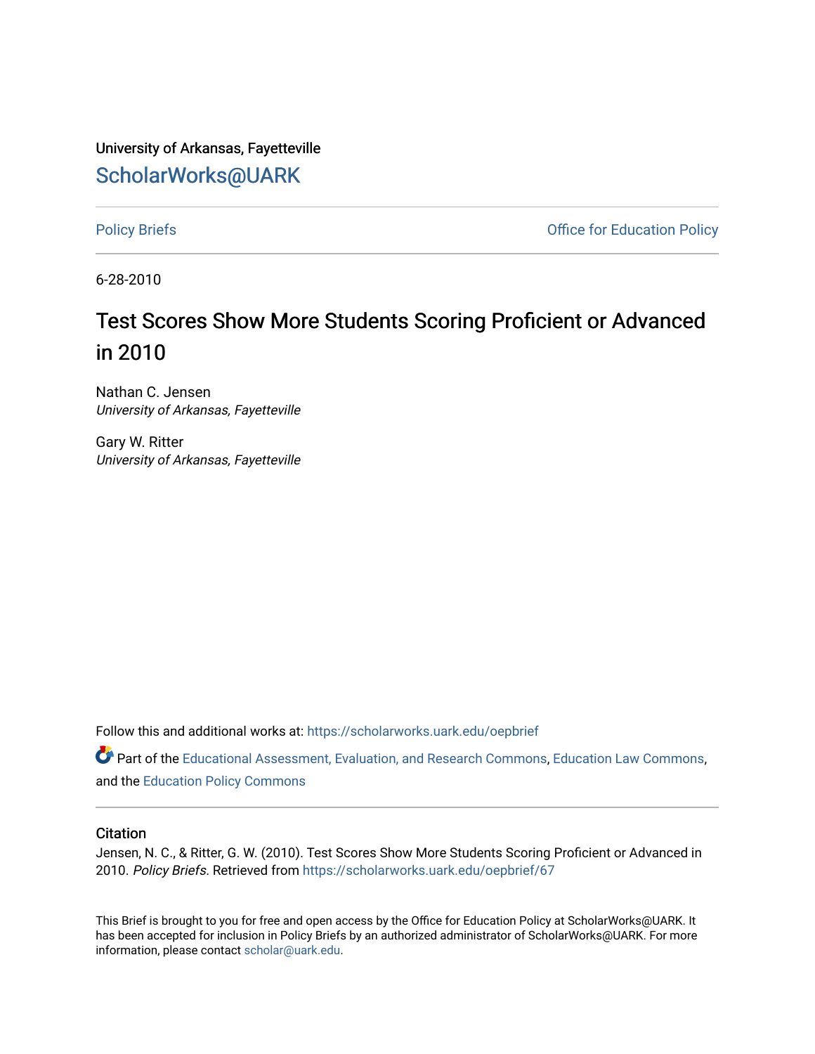University of Arkansas, Fayetteville

# ScholarWorks@UARK

Policy Briefs | Office for Education Policy

6-28-2010

## Test Scores Show More Students Scoring Proficient or Advanced in 2010

Nathan C. Jensen
*University of Arkansas, Fayetteville*

Gary W. Ritter
*University of Arkansas, Fayetteville*

Follow this and additional works at: https://scholarworks.uark.edu/oepbrief

Part of the Educational Assessment, Evaluation, and Research Commons, Education Law Commons, and the Education Policy Commons

### Citation

Jensen, N. C., & Ritter, G. W. (2010). Test Scores Show More Students Scoring Proficient or Advanced in 2010. *Policy Briefs.* Retrieved from https://scholarworks.uark.edu/oepbrief/67

This Brief is brought to you for free and open access by the Office for Education Policy at ScholarWorks@UARK. It has been accepted for inclusion in Policy Briefs by an authorized administrator of ScholarWorks@UARK. For more information, please contact scholar@uark.edu.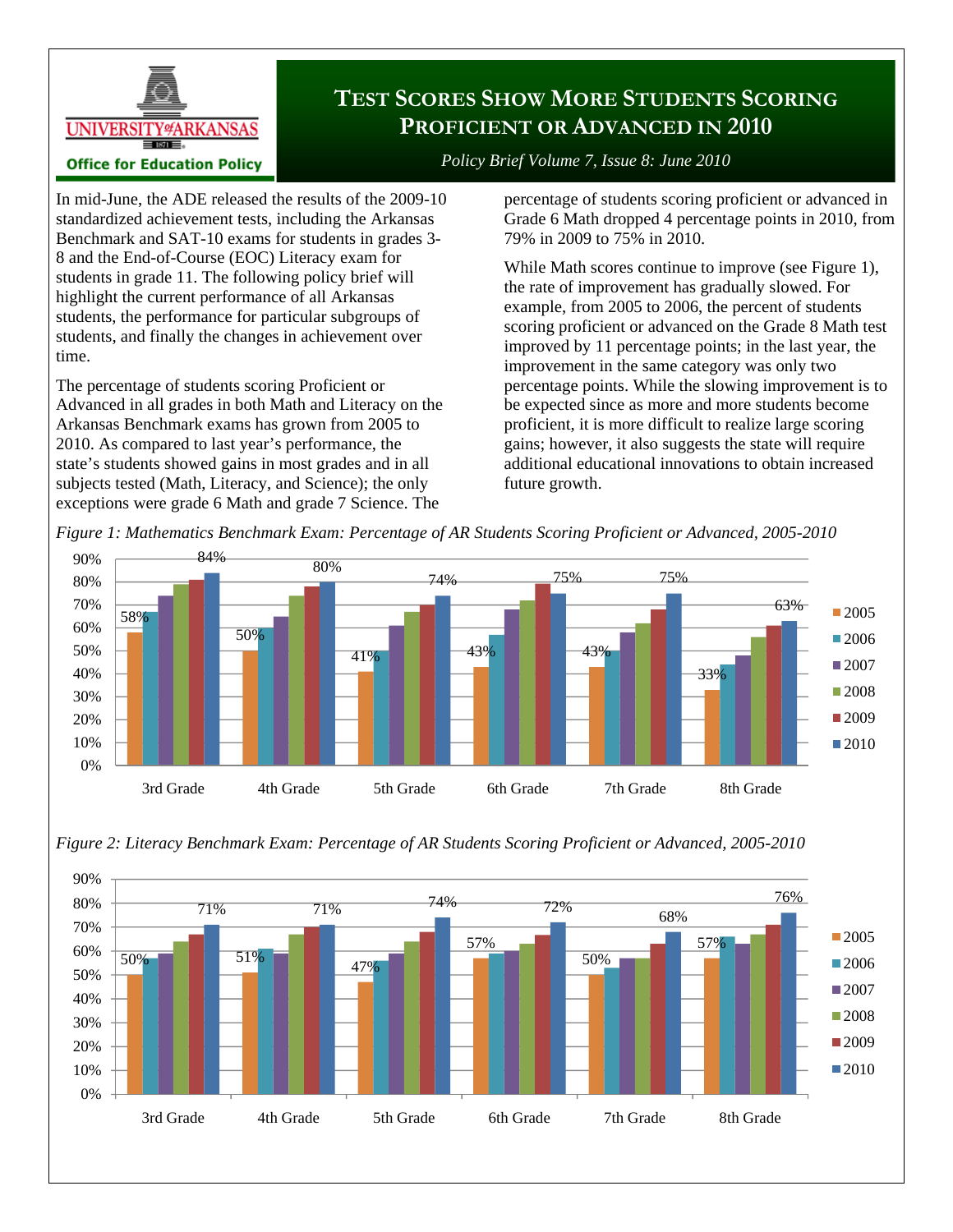# Test Scores Show More Students Scoring Proficient or Advanced in 2010

*Policy Brief Volume 7, Issue 8: June 2010*

University of Arkansas — Office for Education Policy

In mid-June, the ADE released the results of the 2009-10 standardized achievement tests, including the Arkansas Benchmark and SAT-10 exams for students in grades 3-8 and the End-of-Course (EOC) Literacy exam for students in grade 11. The following policy brief will highlight the current performance of all Arkansas students, the performance for particular subgroups of students, and finally the changes in achievement over time.

The percentage of students scoring Proficient or Advanced in all grades in both Math and Literacy on the Arkansas Benchmark exams has grown from 2005 to 2010. As compared to last year's performance, the state's students showed gains in most grades and in all subjects tested (Math, Literacy, and Science); the only exceptions were grade 6 Math and grade 7 Science. The percentage of students scoring proficient or advanced in Grade 6 Math dropped 4 percentage points in 2010, from 79% in 2009 to 75% in 2010.

While Math scores continue to improve (see Figure 1), the rate of improvement has gradually slowed. For example, from 2005 to 2006, the percent of students scoring proficient or advanced on the Grade 8 Math test improved by 11 percentage points; in the last year, the improvement in the same category was only two percentage points. While the slowing improvement is to be expected since as more and more students become proficient, it is more difficult to realize large scoring gains; however, it also suggests the state will require additional educational innovations to obtain increased future growth.

*Figure 1: Mathematics Benchmark Exam: Percentage of AR Students Scoring Proficient or Advanced, 2005-2010*

| Grade | 2005 | 2010 |
|---|---|---|
| 3rd Grade | 58% | 84% |
| 4th Grade | 50% | 80% |
| 5th Grade | 41% | 74% |
| 6th Grade | 43% | 75% |
| 7th Grade | 43% | 75% |
| 8th Grade | 33% | 63% |

*Figure 2: Literacy Benchmark Exam: Percentage of AR Students Scoring Proficient or Advanced, 2005-2010*

| Grade | 2005 | 2010 |
|---|---|---|
| 3rd Grade | 50% | 71% |
| 4th Grade | 51% | 71% |
| 5th Grade | 47% | 74% |
| 6th Grade | 57% | 72% |
| 7th Grade | 50% | 68% |
| 8th Grade | 57% | 76% |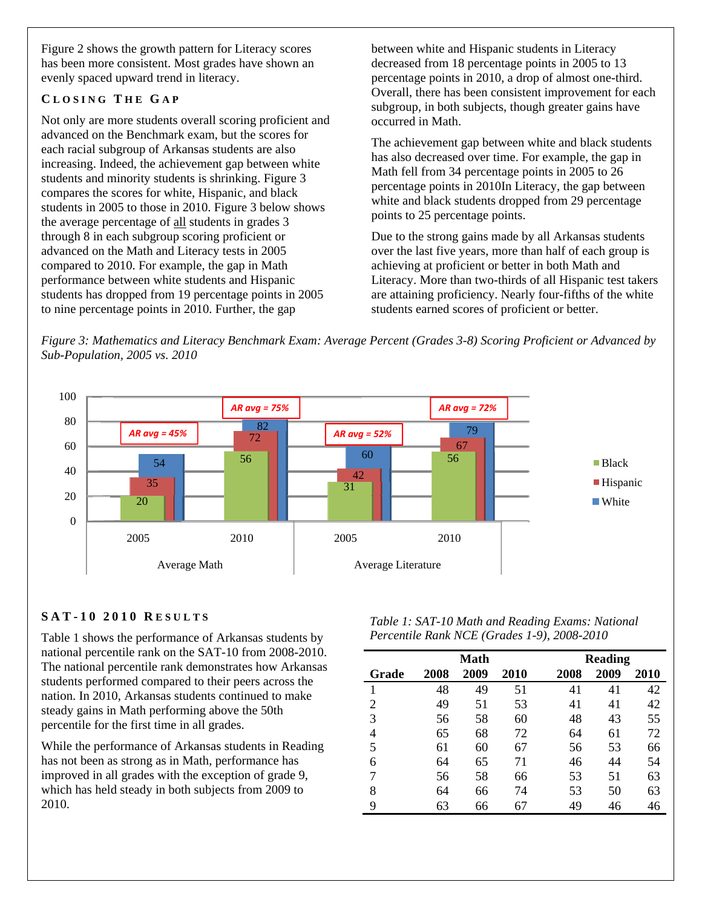Figure 2 shows the growth pattern for Literacy scores has been more consistent. Most grades have shown an evenly spaced upward trend in literacy.

## Closing The Gap

Not only are more students overall scoring proficient and advanced on the Benchmark exam, but the scores for each racial subgroup of Arkansas students are also increasing. Indeed, the achievement gap between white students and minority students is shrinking. Figure 3 compares the scores for white, Hispanic, and black students in 2005 to those in 2010. Figure 3 below shows the average percentage of all students in grades 3 through 8 in each subgroup scoring proficient or advanced on the Math and Literacy tests in 2005 compared to 2010. For example, the gap in Math performance between white students and Hispanic students has dropped from 19 percentage points in 2005 to nine percentage points in 2010. Further, the gap between white and Hispanic students in Literacy decreased from 18 percentage points in 2005 to 13 percentage points in 2010, a drop of almost one-third. Overall, there has been consistent improvement for each subgroup, in both subjects, though greater gains have occurred in Math.

The achievement gap between white and black students has also decreased over time. For example, the gap in Math fell from 34 percentage points in 2005 to 26 percentage points in 2010In Literacy, the gap between white and black students dropped from 29 percentage points to 25 percentage points.

Due to the strong gains made by all Arkansas students over the last five years, more than half of each group is achieving at proficient or better in both Math and Literacy. More than two-thirds of all Hispanic test takers are attaining proficiency. Nearly four-fifths of the white students earned scores of proficient or better.

*Figure 3: Mathematics and Literacy Benchmark Exam: Average Percent (Grades 3-8) Scoring Proficient or Advanced by Sub-Population, 2005 vs. 2010*

| | Average Math 2005 | Average Math 2010 | Average Literature 2005 | Average Literature 2010 |
|---|---|---|---|---|
| Black | 20 | 56 | 31 | 56 |
| Hispanic | 35 | 72 | 42 | 67 |
| White | 54 | 82 | 60 | 79 |
| AR avg | 45% | 75% | 52% | 72% |

## SAT-10 2010 Results

Table 1 shows the performance of Arkansas students by national percentile rank on the SAT-10 from 2008-2010. The national percentile rank demonstrates how Arkansas students performed compared to their peers across the nation. In 2010, Arkansas students continued to make steady gains in Math performing above the 50th percentile for the first time in all grades.

While the performance of Arkansas students in Reading has not been as strong as in Math, performance has improved in all grades with the exception of grade 9, which has held steady in both subjects from 2009 to 2010.

*Table 1: SAT-10 Math and Reading Exams: National Percentile Rank NCE (Grades 1-9), 2008-2010*

| | Math | | | Reading | | |
|---|---|---|---|---|---|---|
| **Grade** | **2008** | **2009** | **2010** | **2008** | **2009** | **2010** |
| 1 | 48 | 49 | 51 | 41 | 41 | 42 |
| 2 | 49 | 51 | 53 | 41 | 41 | 42 |
| 3 | 56 | 58 | 60 | 48 | 43 | 55 |
| 4 | 65 | 68 | 72 | 64 | 61 | 72 |
| 5 | 61 | 60 | 67 | 56 | 53 | 66 |
| 6 | 64 | 65 | 71 | 46 | 44 | 54 |
| 7 | 56 | 58 | 66 | 53 | 51 | 63 |
| 8 | 64 | 66 | 74 | 53 | 50 | 63 |
| 9 | 63 | 66 | 67 | 49 | 46 | 46 |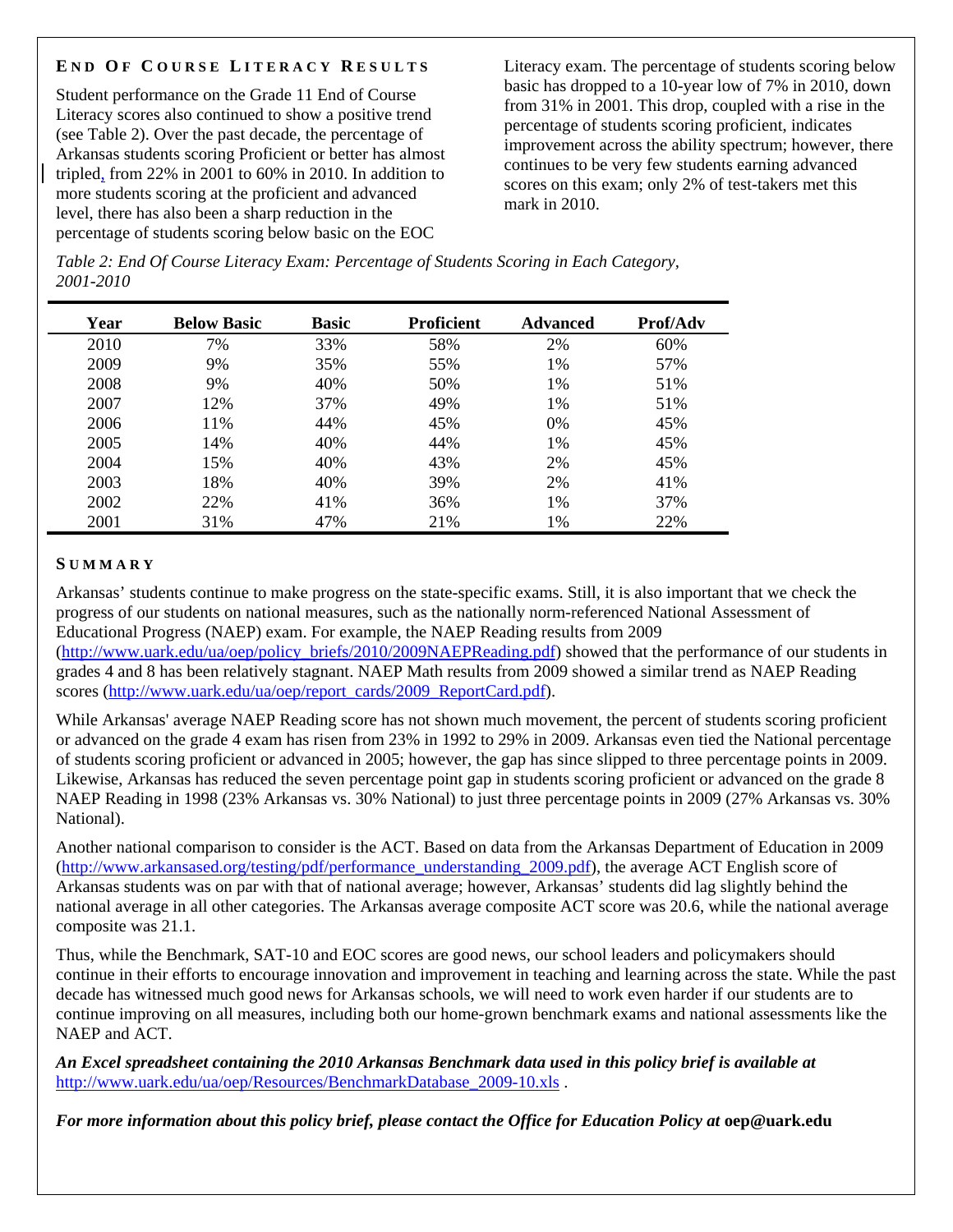## End Of Course Literacy Results

Student performance on the Grade 11 End of Course Literacy scores also continued to show a positive trend (see Table 2). Over the past decade, the percentage of Arkansas students scoring Proficient or better has almost tripled, from 22% in 2001 to 60% in 2010. In addition to more students scoring at the proficient and advanced level, there has also been a sharp reduction in the percentage of students scoring below basic on the EOC Literacy exam. The percentage of students scoring below basic has dropped to a 10-year low of 7% in 2010, down from 31% in 2001. This drop, coupled with a rise in the percentage of students scoring proficient, indicates improvement across the ability spectrum; however, there continues to be very few students earning advanced scores on this exam; only 2% of test-takers met this mark in 2010.

*Table 2: End Of Course Literacy Exam: Percentage of Students Scoring in Each Category, 2001-2010*

| Year | Below Basic | Basic | Proficient | Advanced | Prof/Adv |
|---|---|---|---|---|---|
| 2010 | 7% | 33% | 58% | 2% | 60% |
| 2009 | 9% | 35% | 55% | 1% | 57% |
| 2008 | 9% | 40% | 50% | 1% | 51% |
| 2007 | 12% | 37% | 49% | 1% | 51% |
| 2006 | 11% | 44% | 45% | 0% | 45% |
| 2005 | 14% | 40% | 44% | 1% | 45% |
| 2004 | 15% | 40% | 43% | 2% | 45% |
| 2003 | 18% | 40% | 39% | 2% | 41% |
| 2002 | 22% | 41% | 36% | 1% | 37% |
| 2001 | 31% | 47% | 21% | 1% | 22% |

## Summary

Arkansas' students continue to make progress on the state-specific exams. Still, it is also important that we check the progress of our students on national measures, such as the nationally norm-referenced National Assessment of Educational Progress (NAEP) exam. For example, the NAEP Reading results from 2009 (http://www.uark.edu/ua/oep/policy_briefs/2010/2009NAEPReading.pdf) showed that the performance of our students in grades 4 and 8 has been relatively stagnant. NAEP Math results from 2009 showed a similar trend as NAEP Reading scores (http://www.uark.edu/ua/oep/report_cards/2009_ReportCard.pdf).

While Arkansas' average NAEP Reading score has not shown much movement, the percent of students scoring proficient or advanced on the grade 4 exam has risen from 23% in 1992 to 29% in 2009. Arkansas even tied the National percentage of students scoring proficient or advanced in 2005; however, the gap has since slipped to three percentage points in 2009. Likewise, Arkansas has reduced the seven percentage point gap in students scoring proficient or advanced on the grade 8 NAEP Reading in 1998 (23% Arkansas vs. 30% National) to just three percentage points in 2009 (27% Arkansas vs. 30% National).

Another national comparison to consider is the ACT. Based on data from the Arkansas Department of Education in 2009 (http://www.arkansased.org/testing/pdf/performance_understanding_2009.pdf), the average ACT English score of Arkansas students was on par with that of national average; however, Arkansas' students did lag slightly behind the national average in all other categories. The Arkansas average composite ACT score was 20.6, while the national average composite was 21.1.

Thus, while the Benchmark, SAT-10 and EOC scores are good news, our school leaders and policymakers should continue in their efforts to encourage innovation and improvement in teaching and learning across the state. While the past decade has witnessed much good news for Arkansas schools, we will need to work even harder if our students are to continue improving on all measures, including both our home-grown benchmark exams and national assessments like the NAEP and ACT.

***An Excel spreadsheet containing the 2010 Arkansas Benchmark data used in this policy brief is available at*** http://www.uark.edu/ua/oep/Resources/BenchmarkDatabase_2009-10.xls .

***For more information about this policy brief, please contact the Office for Education Policy at*** **oep@uark.edu**